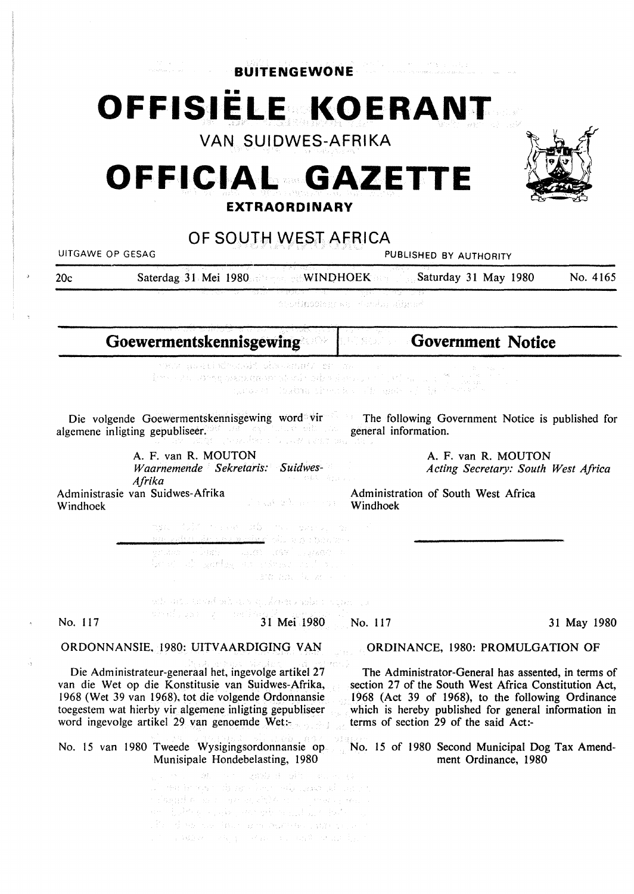**BUITENGEWONE**

# OFFISIËLE KOERANT

VAN SUIDWES-AFRIKA

# OFFICIAL GAZETTE

**EXTRAORDINARY**

## OF SOUTH WEST AFRICA

UITGAWE OP GESAG — PUBLISHED BY AUTHORITY

20c — Saterdag 31 Mei 1980 — WINDHOEK — Saturday 31 May 1980 — No. 4165

## Goewermentskennisgewing

Die volgende Goewermentskennisgewing word vir algemene inligting gepubliseer.

A. F. van R. MOUTON
*Waarnemende Sekretaris: Suidwes-Afrika*

Administrasie van Suidwes-Afrika
Windhoek

No. 117 — 31 Mei 1980

ORDONNANSIE, 1980: UITVAARDIGING VAN

Die Administrateur-generaal het, ingevolge artikel 27 van die Wet op die Konstitusie van Suidwes-Afrika, 1968 (Wet 39 van 1968), tot die volgende Ordonnansie toegestem wat hierby vir algemene inligting gepubliseer word ingevolge artikel 29 van genoemde Wet:-

No. 15 van 1980 Tweede Wysigingsordonnansie op Munisipale Hondebelasting, 1980

## Government Notice

The following Government Notice is published for general information.

A. F. van R. MOUTON
*Acting Secretary: South West Africa*

Administration of South West Africa
Windhoek

No. 117 — 31 May 1980

ORDINANCE, 1980: PROMULGATION OF

The Administrator-General has assented, in terms of section 27 of the South West Africa Constitution Act, 1968 (Act 39 of 1968), to the following Ordinance which is hereby published for general information in terms of section 29 of the said Act:-

No. 15 of 1980 Second Municipal Dog Tax Amendment Ordinance, 1980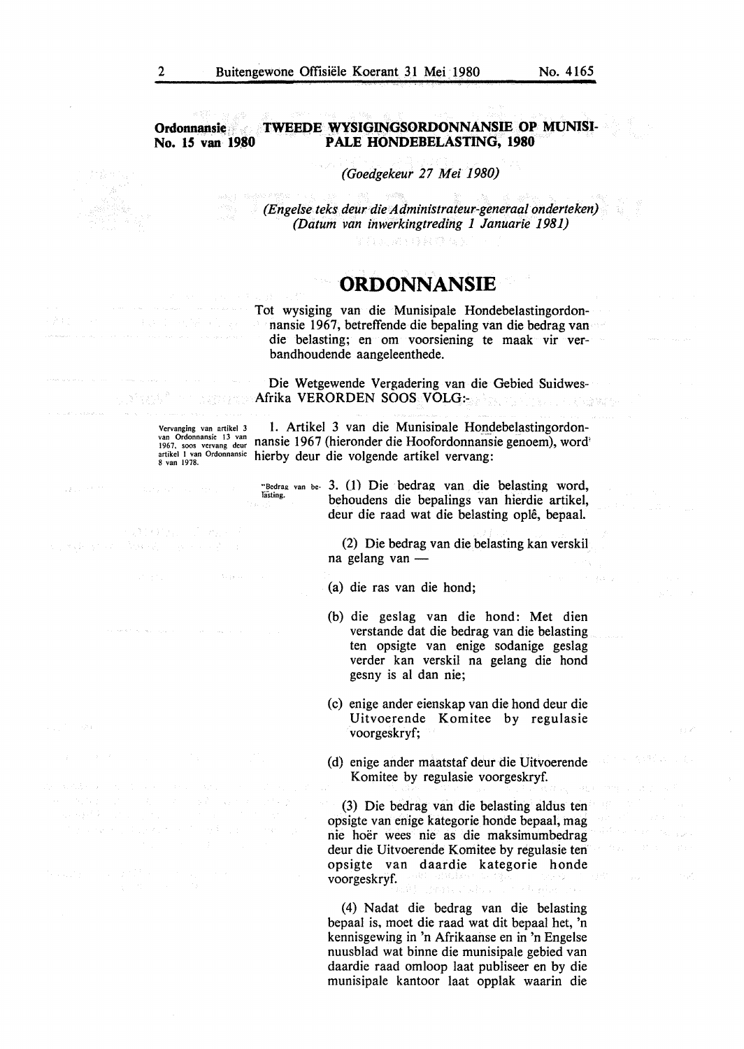**Ordonnansie No. 15 van 1980**

## TWEEDE WYSIGINGSORDONNANSIE OP MUNISIPALE HONDEBELASTING, 1980

*(Goedgekeur 27 Mei 1980)*

*(Engelse teks deur die Administrateur-generaal onderteken)*
*(Datum van inwerkingtreding 1 Januarie 1981)*

# ORDONNANSIE

Tot wysiging van die Munisipale Hondebelastingordonnansie 1967, betreffende die bepaling van die bedrag van die belasting; en om voorsiening te maak vir verbandhoudende aangeleenthede.

Die Wetgewende Vergadering van die Gebied Suidwes-Afrika VERORDEN SOOS VOLG:-

*Vervanging van artikel 3 van Ordonnansie 13 van 1967, soos vervang deur artikel 1 van Ordonnansie 8 van 1978.*

1. Artikel 3 van die Munisipale Hondebelastingordonnansie 1967 (hieronder die Hoofordonnansie genoem), word hierby deur die volgende artikel vervang:

*"Bedrag van belasting.*

"3. (1) Die bedrag van die belasting word, behoudens die bepalings van hierdie artikel, deur die raad wat die belasting oplê, bepaal.

(2) Die bedrag van die belasting kan verskil na gelang van —

(a) die ras van die hond;

(b) die geslag van die hond: Met dien verstande dat die bedrag van die belasting ten opsigte van enige sodanige geslag verder kan verskil na gelang die hond gesny is al dan nie;

(c) enige ander eienskap van die hond deur die Uitvoerende Komitee by regulasie voorgeskryf;

(d) enige ander maatstaf deur die Uitvoerende Komitee by regulasie voorgeskryf.

(3) Die bedrag van die belasting aldus ten opsigte van enige kategorie honde bepaal, mag nie hoër wees nie as die maksimumbedrag deur die Uitvoerende Komitee by regulasie ten opsigte van daardie kategorie honde voorgeskryf.

(4) Nadat die bedrag van die belasting bepaal is, moet die raad wat dit bepaal het, 'n kennisgewing in 'n Afrikaanse en in 'n Engelse nuusblad wat binne die munisipale gebied van daardie raad omloop laat publiseer en by die munisipale kantoor laat opplak waarin die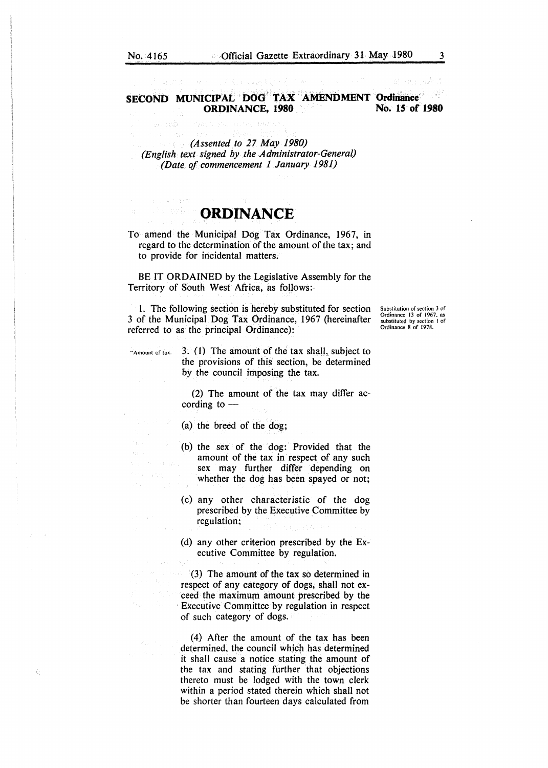# SECOND MUNICIPAL DOG TAX AMENDMENT ORDINANCE, 1980

**Ordinance No. 15 of 1980**

*(Assented to 27 May 1980)*
*(English text signed by the Administrator-General)*
*(Date of commencement 1 January 1981)*

## ORDINANCE

To amend the Municipal Dog Tax Ordinance, 1967, in regard to the determination of the amount of the tax; and to provide for incidental matters.

BE IT ORDAINED by the Legislative Assembly for the Territory of South West Africa, as follows:-

*Substitution of section 3 of Ordinance 13 of 1967, as substituted by section 1 of Ordinance 8 of 1978.*

1. The following section is hereby substituted for section 3 of the Municipal Dog Tax Ordinance, 1967 (hereinafter referred to as the principal Ordinance):

"Amount of tax.

3. (1) The amount of the tax shall, subject to the provisions of this section, be determined by the council imposing the tax.

(2) The amount of the tax may differ according to —

(a) the breed of the dog;

(b) the sex of the dog: Provided that the amount of the tax in respect of any such sex may further differ depending on whether the dog has been spayed or not;

(c) any other characteristic of the dog prescribed by the Executive Committee by regulation;

(d) any other criterion prescribed by the Executive Committee by regulation.

(3) The amount of the tax so determined in respect of any category of dogs, shall not exceed the maximum amount prescribed by the Executive Committee by regulation in respect of such category of dogs.

(4) After the amount of the tax has been determined, the council which has determined it shall cause a notice stating the amount of the tax and stating further that objections thereto must be lodged with the town clerk within a period stated therein which shall not be shorter than fourteen days calculated from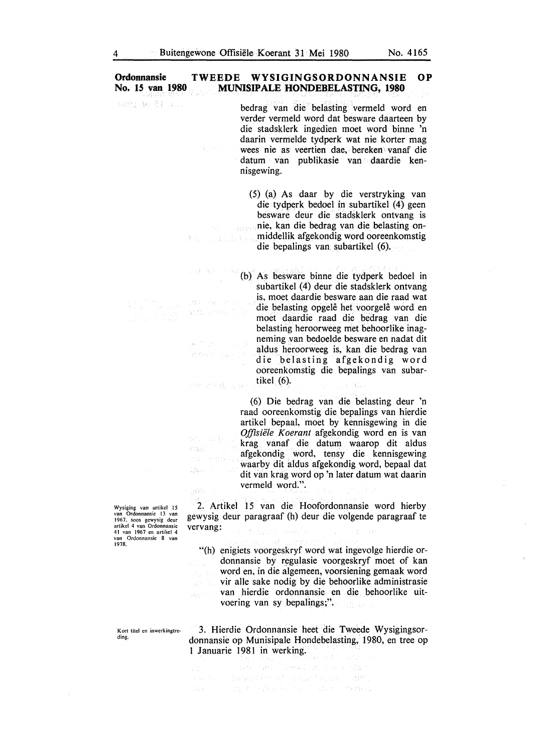**Ordonnansie No. 15 van 1980** — **TWEEDE WYSIGINGSORDONNANSIE OP MUNISIPALE HONDEBELASTING, 1980**

bedrag van die belasting vermeld word en verder vermeld word dat besware daarteen by die stadsklerk ingedien moet word binne 'n daarin vermelde tydperk wat nie korter mag wees nie as veertien dae, bereken vanaf die datum van publikasie van daardie kennisgewing.

(5) (a) As daar by die verstryking van die tydperk bedoel in subartikel (4) geen besware deur die stadsklerk ontvang is nie, kan die bedrag van die belasting onmiddellik afgekondig word ooreenkomstig die bepalings van subartikel (6).

(b) As besware binne die tydperk bedoel in subartikel (4) deur die stadsklerk ontvang is, moet daardie besware aan die raad wat die belasting opgelê het voorgelê word en moet daardie raad die bedrag van die belasting heroorweeg met behoorlike inagneming van bedoelde besware en nadat dit aldus heroorweeg is, kan die bedrag van die belasting afgekondig word ooreenkomstig die bepalings van subartikel (6).

(6) Die bedrag van die belasting deur 'n raad ooreenkomstig die bepalings van hierdie artikel bepaal, moet by kennisgewing in die *Offisiële Koerant* afgekondig word en is van krag vanaf die datum waarop dit aldus afgekondig word, tensy die kennisgewing waarby dit aldus afgekondig word, bepaal dat dit van krag word op 'n later datum wat daarin vermeld word.".

*Wysiging van artikel 15 van Ordonnansie 13 van 1967, soos gewysig deur artikel 4 van Ordonnansie 41 van 1967 en artikel 4 van Ordonnansie 8 van 1978.*

2. Artikel 15 van die Hoofordonnansie word hierby gewysig deur paragraaf (h) deur die volgende paragraaf te vervang:

"(h) enigiets voorgeskryf word wat ingevolge hierdie ordonnansie by regulasie voorgeskryf moet of kan word en, in die algemeen, voorsiening gemaak word vir alle sake nodig by die behoorlike administrasie van hierdie ordonnansie en die behoorlike uitvoering van sy bepalings;".

*Kort titel en inwerkingtreding.*

3. Hierdie Ordonnansie heet die Tweede Wysigingsordonnansie op Munisipale Hondebelasting, 1980, en tree op 1 Januarie 1981 in werking.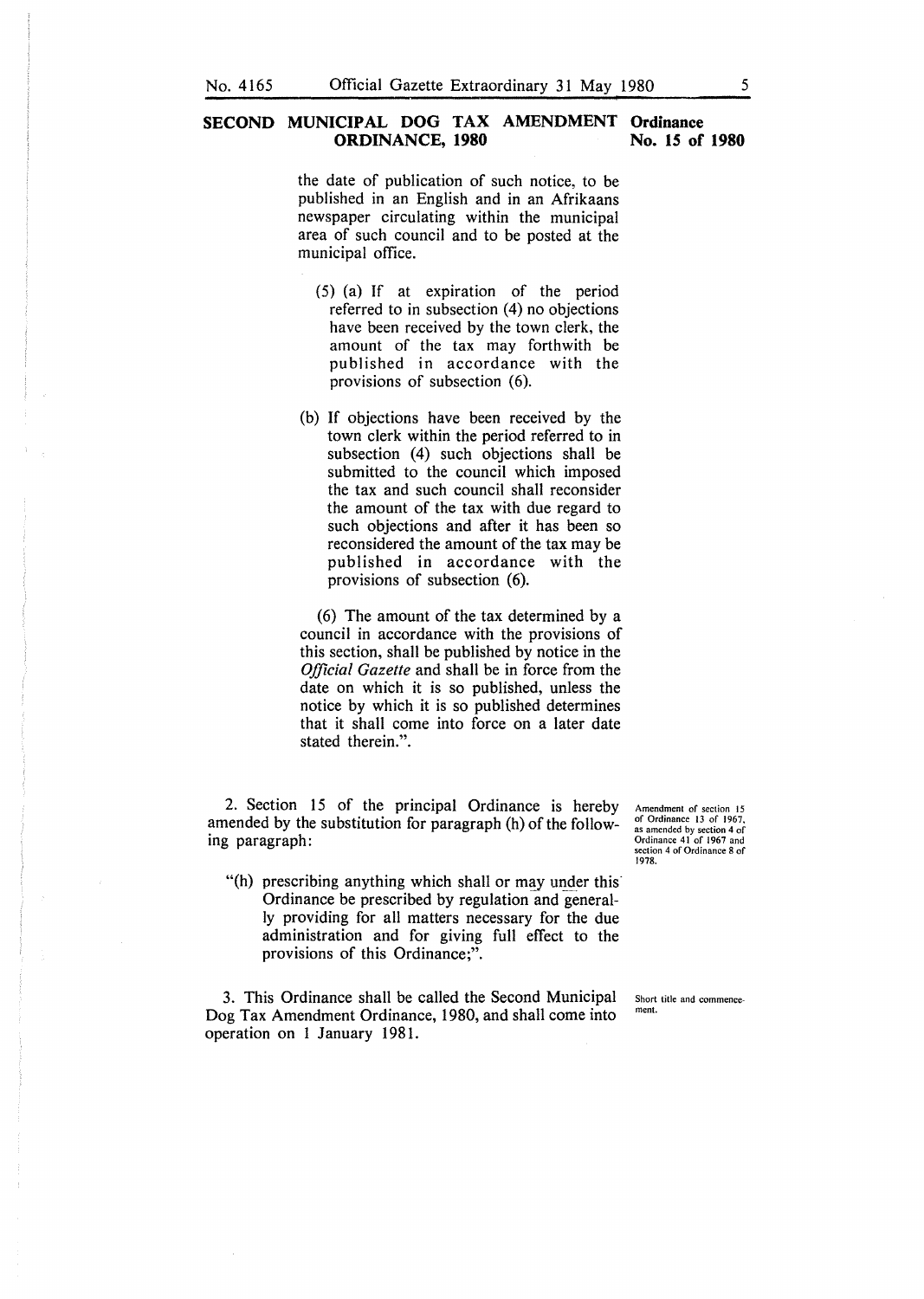## SECOND MUNICIPAL DOG TAX AMENDMENT ORDINANCE, 1980

**Ordinance No. 15 of 1980**

the date of publication of such notice, to be published in an English and in an Afrikaans newspaper circulating within the municipal area of such council and to be posted at the municipal office.

(5) (a) If at expiration of the period referred to in subsection (4) no objections have been received by the town clerk, the amount of the tax may forthwith be published in accordance with the provisions of subsection (6).

(b) If objections have been received by the town clerk within the period referred to in subsection (4) such objections shall be submitted to the council which imposed the tax and such council shall reconsider the amount of the tax with due regard to such objections and after it has been so reconsidered the amount of the tax may be published in accordance with the provisions of subsection (6).

(6) The amount of the tax determined by a council in accordance with the provisions of this section, shall be published by notice in the *Official Gazette* and shall be in force from the date on which it is so published, unless the notice by which it is so published determines that it shall come into force on a later date stated therein.".

*Amendment of section 15 of Ordinance 13 of 1967, as amended by section 4 of Ordinance 41 of 1967 and section 4 of Ordinance 8 of 1978.*

2. Section 15 of the principal Ordinance is hereby amended by the substitution for paragraph (h) of the following paragraph:

"(h) prescribing anything which shall or may under this Ordinance be prescribed by regulation and generally providing for all matters necessary for the due administration and for giving full effect to the provisions of this Ordinance;".

*Short title and commencement.*

3. This Ordinance shall be called the Second Municipal Dog Tax Amendment Ordinance, 1980, and shall come into operation on 1 January 1981.